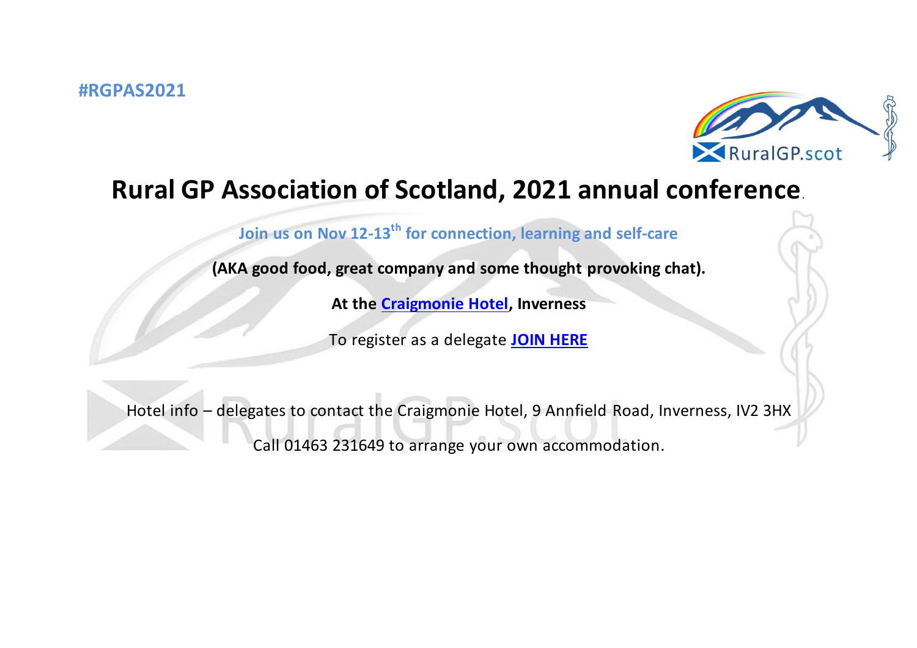#RGPAS2021

# Rural GP Association of Scotland, 2021 annual conference.

**Join us on Nov 12-13th for connection, learning and self-care**

**(AKA good food, great company and some thought provoking chat).**

**At the Craigmonie Hotel, Inverness**

To register as a delegate **JOIN HERE**

Hotel info – delegates to contact the Craigmonie Hotel, 9 Annfield Road, Inverness, IV2 3HX

Call 01463 231649 to arrange your own accommodation.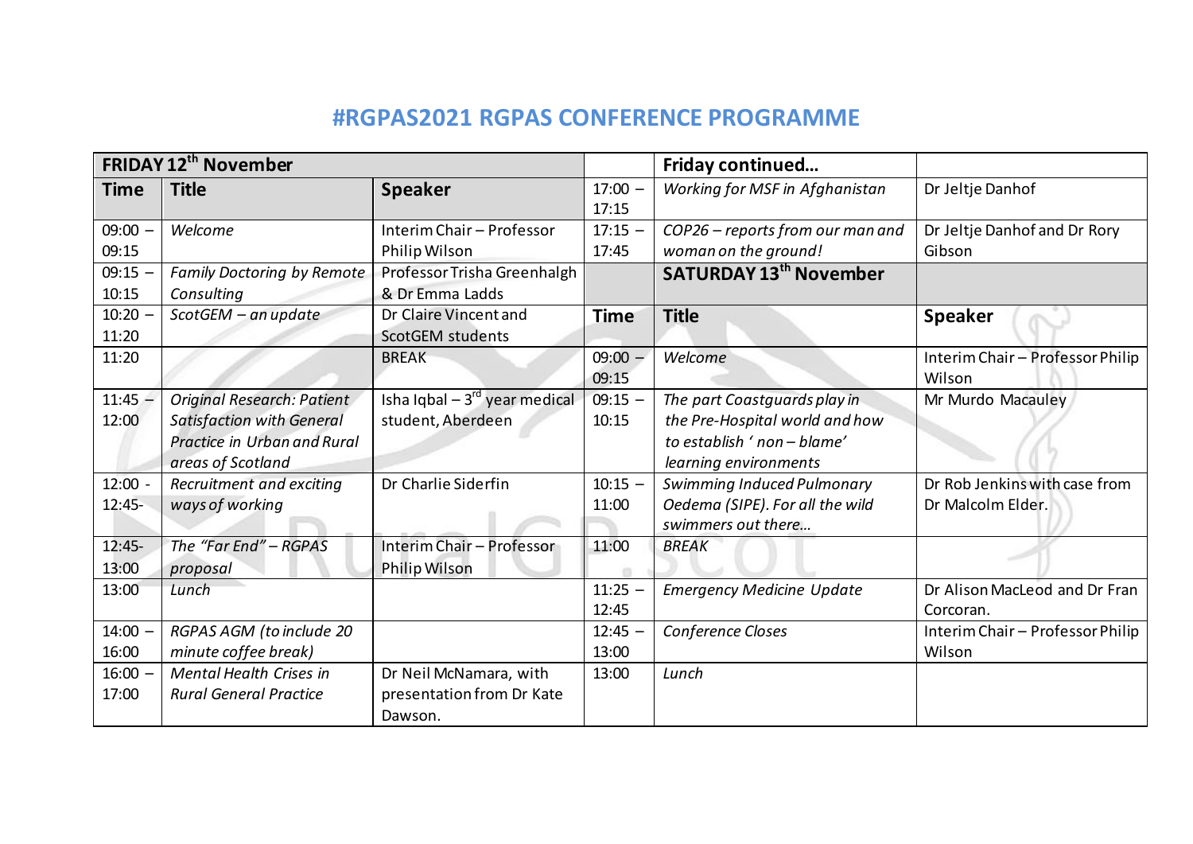# #RGPAS2021 RGPAS CONFERENCE PROGRAMME

| FRIDAY 12th November | | |
|---|---|---|
| **Time** | **Title** | **Speaker** |
| 09:00 – 09:15 | *Welcome* | Interim Chair – Professor Philip Wilson |
| 09:15 – 10:15 | *Family Doctoring by Remote Consulting* | Professor Trisha Greenhalgh & Dr Emma Ladds |
| 10:20 – 11:20 | *ScotGEM – an update* | Dr Claire Vincent and ScotGEM students |
| 11:20 | | BREAK |
| 11:45 – 12:00 | *Original Research: Patient Satisfaction with General Practice in Urban and Rural areas of Scotland* | Isha Iqbal – 3rd year medical student, Aberdeen |
| 12:00 - 12:45- | *Recruitment and exciting ways of working* | Dr Charlie Siderfin |
| 12:45- 13:00 | *The "Far End" – RGPAS proposal* | Interim Chair – Professor Philip Wilson |
| 13:00 | *Lunch* | |
| 14:00 – 16:00 | *RGPAS AGM (to include 20 minute coffee break)* | |
| 16:00 – 17:00 | *Mental Health Crises in Rural General Practice* | Dr Neil McNamara, with presentation from Dr Kate Dawson. |

| | **Friday continued…** | |
|---|---|---|
| 17:00 – 17:15 | *Working for MSF in Afghanistan* | Dr Jeltje Danhof |
| 17:15 – 17:45 | *COP26 – reports from our man and woman on the ground!* | Dr Jeltje Danhof and Dr Rory Gibson |

| | **SATURDAY 13th November** | |
|---|---|---|
| **Time** | **Title** | **Speaker** |
| 09:00 – 09:15 | *Welcome* | Interim Chair – Professor Philip Wilson |
| 09:15 – 10:15 | *The part Coastguards play in the Pre-Hospital world and how to establish ' non – blame' learning environments* | Mr Murdo Macauley |
| 10:15 – 11:00 | *Swimming Induced Pulmonary Oedema (SIPE). For all the wild swimmers out there…* | Dr Rob Jenkins with case from Dr Malcolm Elder. |
| 11:00 | *BREAK* | |
| 11:25 – 12:45 | *Emergency Medicine Update* | Dr Alison MacLeod and Dr Fran Corcoran. |
| 12:45 – 13:00 | *Conference Closes* | Interim Chair – Professor Philip Wilson |
| 13:00 | *Lunch* | |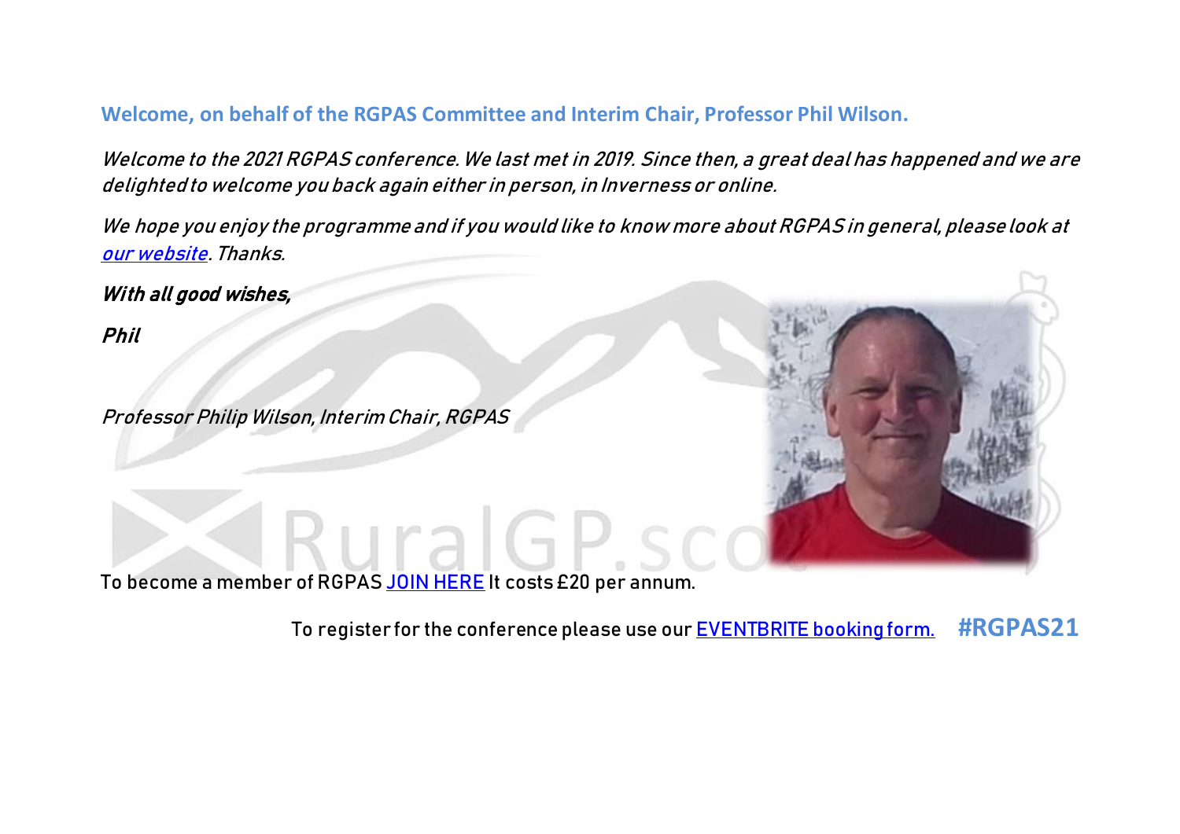**Welcome, on behalf of the RGPAS Committee and Interim Chair, Professor Phil Wilson.**

*Welcome to the 2021 RGPAS conference. We last met in 2019. Since then, a great deal has happened and we are delighted to welcome you back again either in person, in Inverness or online.*

*We hope you enjoy the programme and if you would like to know more about RGPAS in general, please look at our website. Thanks.*

***With all good wishes,***

***Phil***

*Professor Philip Wilson, Interim Chair, RGPAS*

To become a member of RGPAS JOIN HERE It costs £20 per annum.

To register for the conference please use our EVENTBRITE booking form. **#RGPAS21**